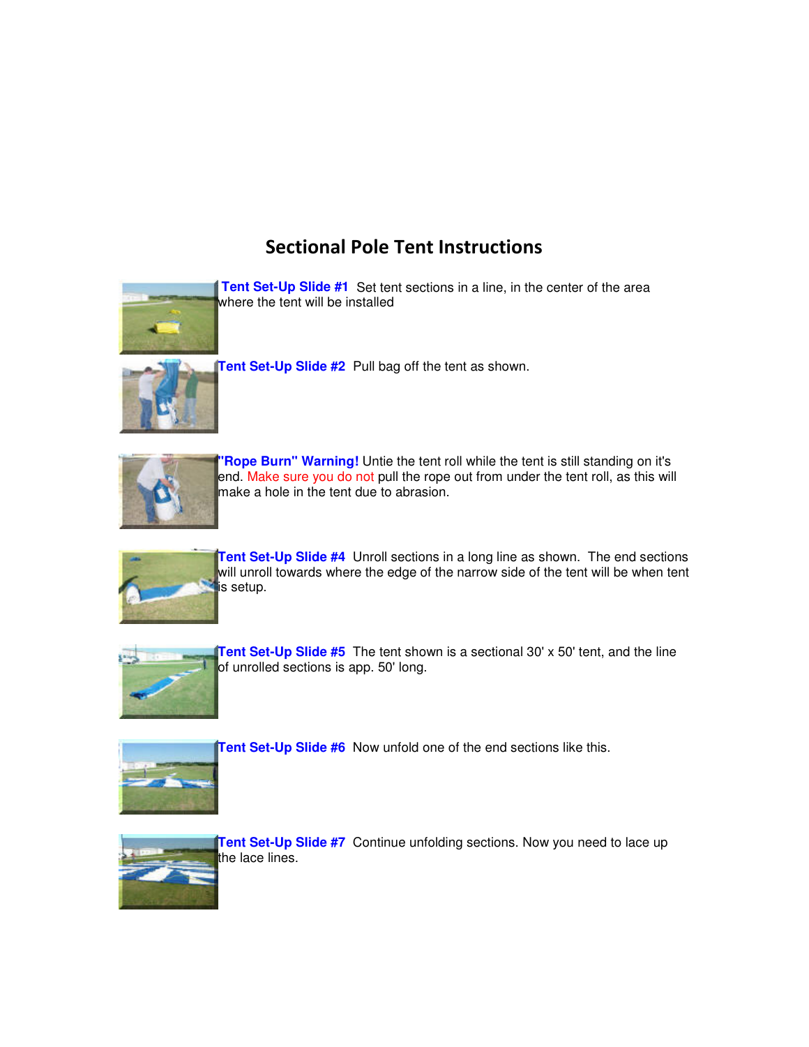# Sectional Pole Tent Instructions

**Tent Set-Up Slide #1** Set tent sections in a line, in the center of the area where the tent will be installed

**Tent Set-Up Slide #2** Pull bag off the tent as shown.

**"Rope Burn" Warning!** Untie the tent roll while the tent is still standing on it's end. Make sure you do not pull the rope out from under the tent roll, as this will make a hole in the tent due to abrasion.

**Tent Set-Up Slide #4** Unroll sections in a long line as shown. The end sections will unroll towards where the edge of the narrow side of the tent will be when tent is setup.

**Tent Set-Up Slide #5** The tent shown is a sectional 30' x 50' tent, and the line of unrolled sections is app. 50' long.

**Tent Set-Up Slide #6** Now unfold one of the end sections like this.

**Tent Set-Up Slide #7** Continue unfolding sections. Now you need to lace up the lace lines.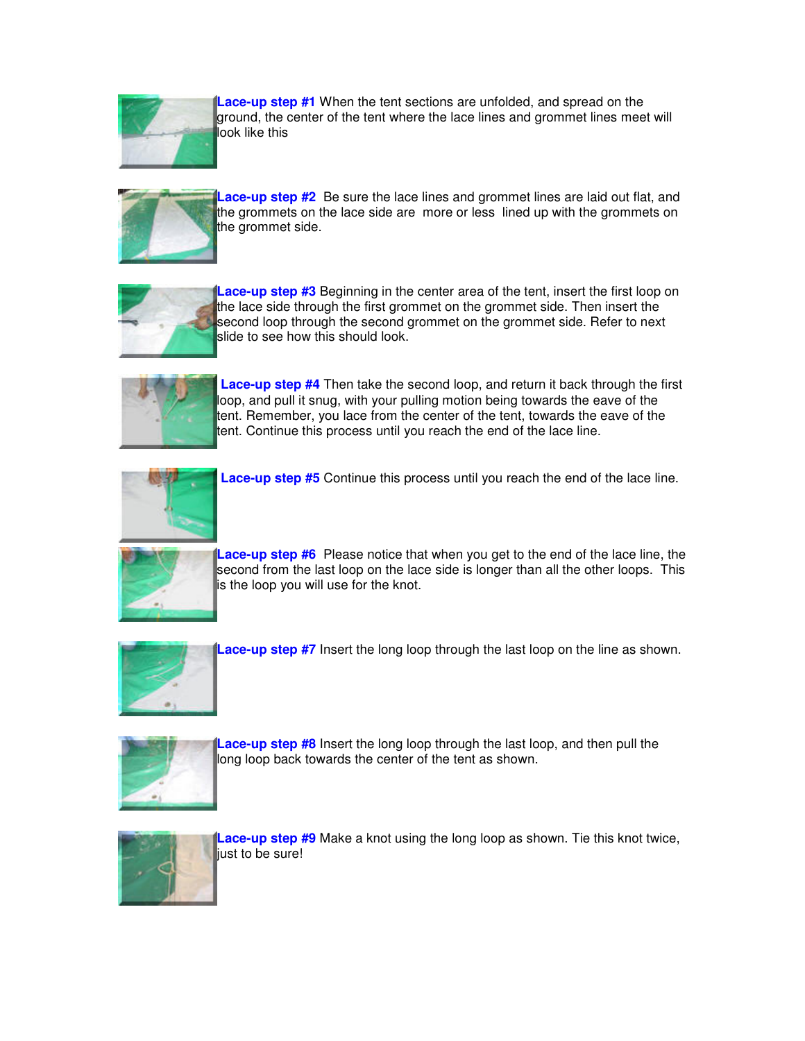**Lace-up step #1** When the tent sections are unfolded, and spread on the ground, the center of the tent where the lace lines and grommet lines meet will look like this

**Lace-up step #2** Be sure the lace lines and grommet lines are laid out flat, and the grommets on the lace side are more or less lined up with the grommets on the grommet side.

**Lace-up step #3** Beginning in the center area of the tent, insert the first loop on the lace side through the first grommet on the grommet side. Then insert the second loop through the second grommet on the grommet side. Refer to next slide to see how this should look.

**Lace-up step #4** Then take the second loop, and return it back through the first loop, and pull it snug, with your pulling motion being towards the eave of the tent. Remember, you lace from the center of the tent, towards the eave of the tent. Continue this process until you reach the end of the lace line.

**Lace-up step #5** Continue this process until you reach the end of the lace line.

**Lace-up step #6** Please notice that when you get to the end of the lace line, the second from the last loop on the lace side is longer than all the other loops. This is the loop you will use for the knot.

**Lace-up step #7** Insert the long loop through the last loop on the line as shown.

**Lace-up step #8** Insert the long loop through the last loop, and then pull the long loop back towards the center of the tent as shown.

**Lace-up step #9** Make a knot using the long loop as shown. Tie this knot twice, just to be sure!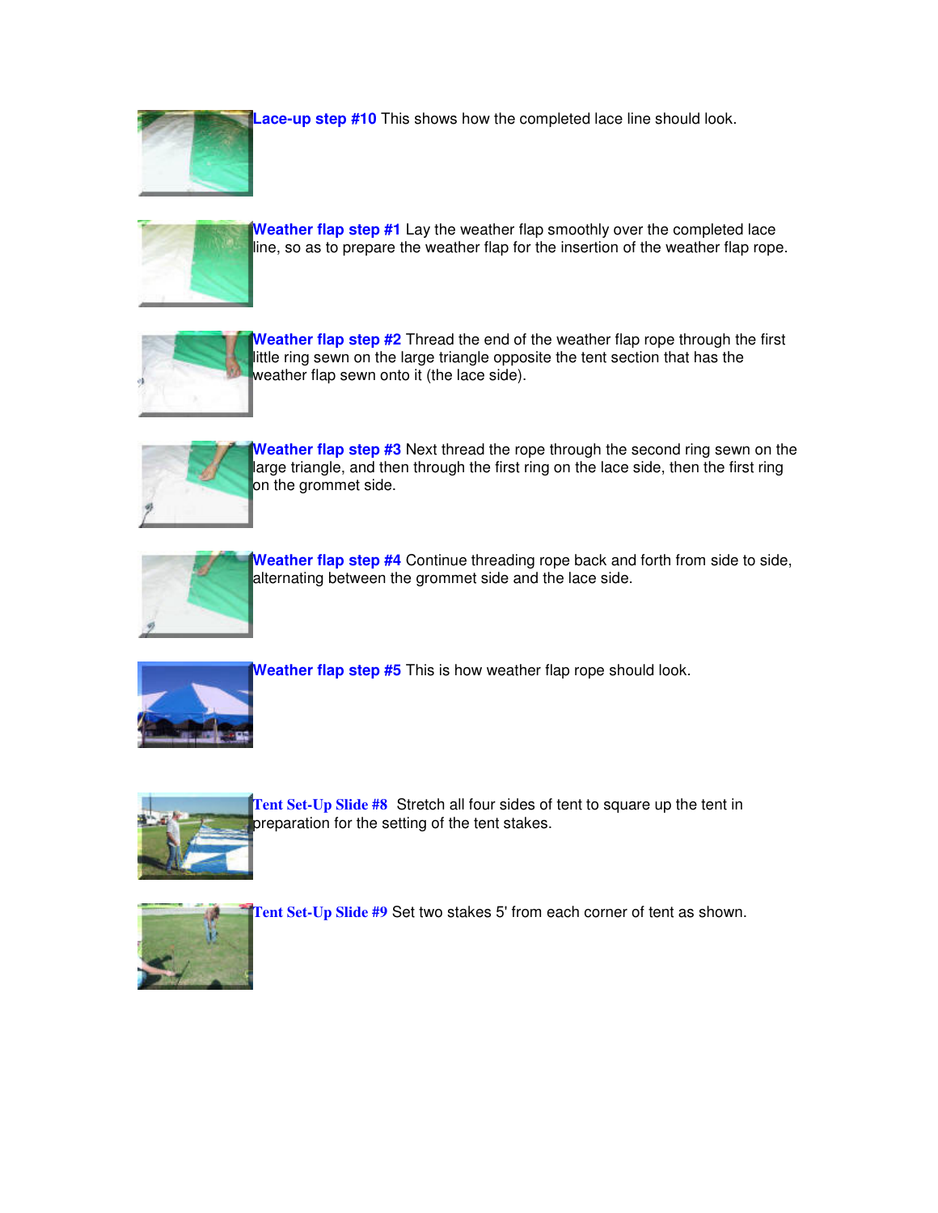**Lace-up step #10** This shows how the completed lace line should look.

**Weather flap step #1** Lay the weather flap smoothly over the completed lace line, so as to prepare the weather flap for the insertion of the weather flap rope.

**Weather flap step #2** Thread the end of the weather flap rope through the first little ring sewn on the large triangle opposite the tent section that has the weather flap sewn onto it (the lace side).

**Weather flap step #3** Next thread the rope through the second ring sewn on the large triangle, and then through the first ring on the lace side, then the first ring on the grommet side.

**Weather flap step #4** Continue threading rope back and forth from side to side, alternating between the grommet side and the lace side.

**Weather flap step #5** This is how weather flap rope should look.

**Tent Set-Up Slide #8** Stretch all four sides of tent to square up the tent in preparation for the setting of the tent stakes.

**Tent Set-Up Slide #9** Set two stakes 5' from each corner of tent as shown.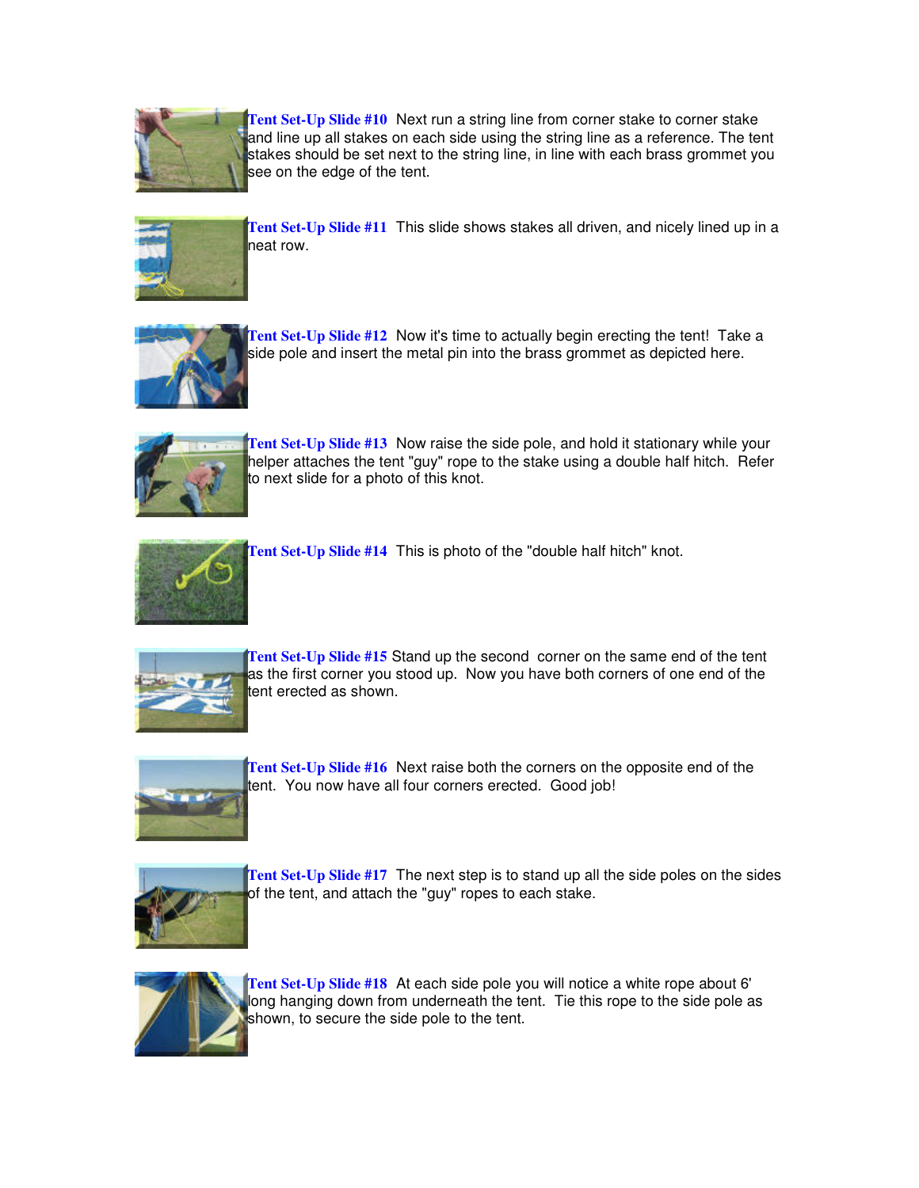**Tent Set-Up Slide #10** Next run a string line from corner stake to corner stake and line up all stakes on each side using the string line as a reference. The tent stakes should be set next to the string line, in line with each brass grommet you see on the edge of the tent.

**Tent Set-Up Slide #11** This slide shows stakes all driven, and nicely lined up in a neat row.

**Tent Set-Up Slide #12** Now it's time to actually begin erecting the tent! Take a side pole and insert the metal pin into the brass grommet as depicted here.

**Tent Set-Up Slide #13** Now raise the side pole, and hold it stationary while your helper attaches the tent "guy" rope to the stake using a double half hitch. Refer to next slide for a photo of this knot.

**Tent Set-Up Slide #14** This is photo of the "double half hitch" knot.

**Tent Set-Up Slide #15** Stand up the second corner on the same end of the tent as the first corner you stood up. Now you have both corners of one end of the tent erected as shown.

**Tent Set-Up Slide #16** Next raise both the corners on the opposite end of the tent. You now have all four corners erected. Good job!

**Tent Set-Up Slide #17** The next step is to stand up all the side poles on the sides of the tent, and attach the "guy" ropes to each stake.

**Tent Set-Up Slide #18** At each side pole you will notice a white rope about 6' long hanging down from underneath the tent. Tie this rope to the side pole as shown, to secure the side pole to the tent.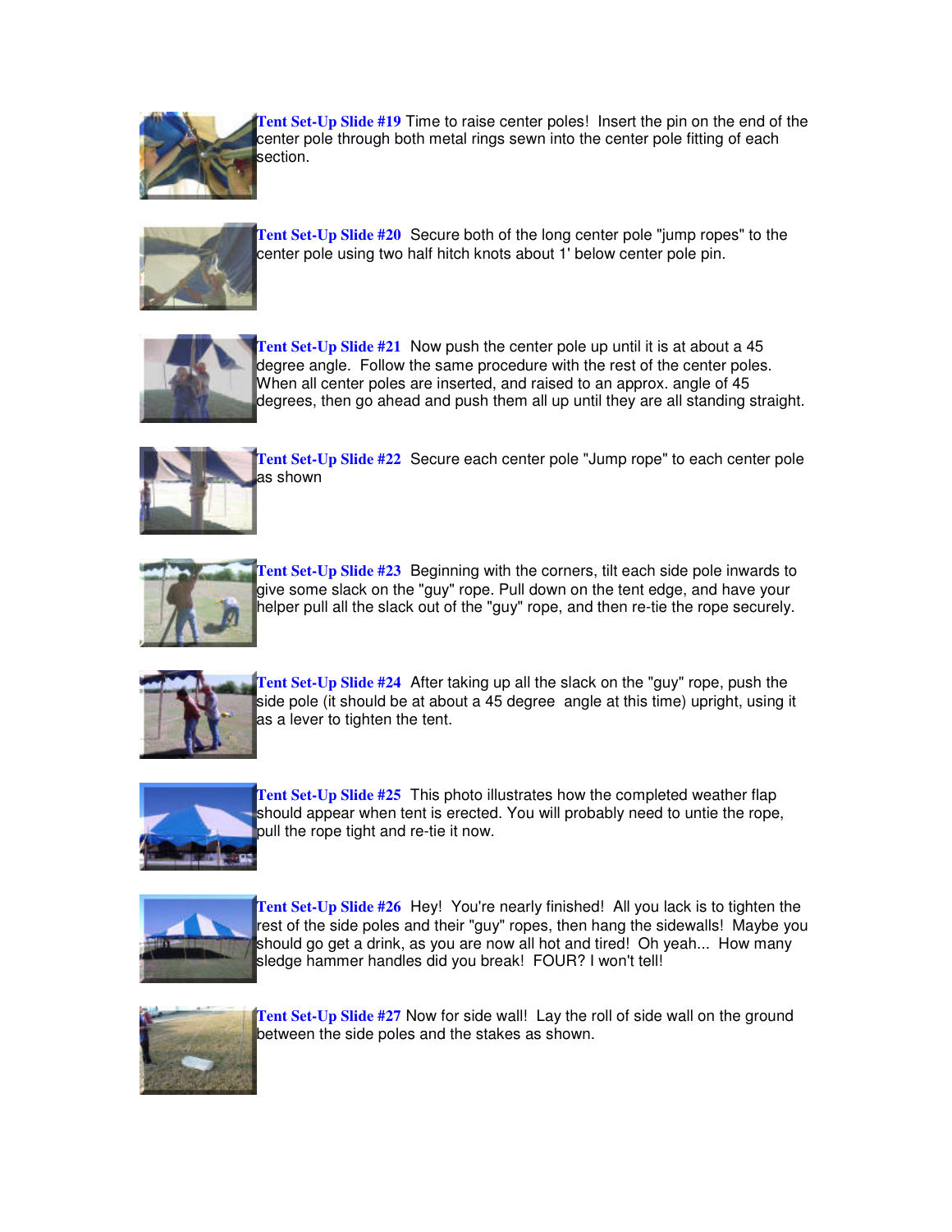**Tent Set-Up Slide #19** Time to raise center poles! Insert the pin on the end of the center pole through both metal rings sewn into the center pole fitting of each section.

**Tent Set-Up Slide #20** Secure both of the long center pole "jump ropes" to the center pole using two half hitch knots about 1' below center pole pin.

**Tent Set-Up Slide #21** Now push the center pole up until it is at about a 45 degree angle. Follow the same procedure with the rest of the center poles. When all center poles are inserted, and raised to an approx. angle of 45 degrees, then go ahead and push them all up until they are all standing straight.

**Tent Set-Up Slide #22** Secure each center pole "Jump rope" to each center pole as shown

**Tent Set-Up Slide #23** Beginning with the corners, tilt each side pole inwards to give some slack on the "guy" rope. Pull down on the tent edge, and have your helper pull all the slack out of the "guy" rope, and then re-tie the rope securely.

**Tent Set-Up Slide #24** After taking up all the slack on the "guy" rope, push the side pole (it should be at about a 45 degree angle at this time) upright, using it as a lever to tighten the tent.

**Tent Set-Up Slide #25** This photo illustrates how the completed weather flap should appear when tent is erected. You will probably need to untie the rope, pull the rope tight and re-tie it now.

**Tent Set-Up Slide #26** Hey! You're nearly finished! All you lack is to tighten the rest of the side poles and their "guy" ropes, then hang the sidewalls! Maybe you should go get a drink, as you are now all hot and tired! Oh yeah... How many sledge hammer handles did you break! FOUR? I won't tell!

**Tent Set-Up Slide #27** Now for side wall! Lay the roll of side wall on the ground between the side poles and the stakes as shown.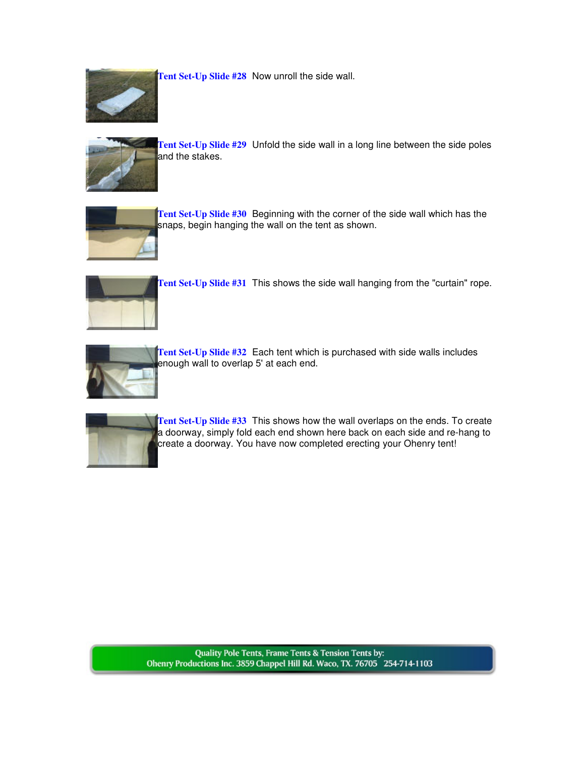**Tent Set-Up Slide #28** Now unroll the side wall.

**Tent Set-Up Slide #29** Unfold the side wall in a long line between the side poles and the stakes.

**Tent Set-Up Slide #30** Beginning with the corner of the side wall which has the snaps, begin hanging the wall on the tent as shown.

**Tent Set-Up Slide #31** This shows the side wall hanging from the "curtain" rope.

**Tent Set-Up Slide #32** Each tent which is purchased with side walls includes enough wall to overlap 5' at each end.

**Tent Set-Up Slide #33** This shows how the wall overlaps on the ends. To create a doorway, simply fold each end shown here back on each side and re-hang to create a doorway. You have now completed erecting your Ohenry tent!

Quality Pole Tents, Frame Tents & Tension Tents by:
Ohenry Productions Inc. 3859 Chappel Hill Rd. Waco, TX. 76705 254-714-1103